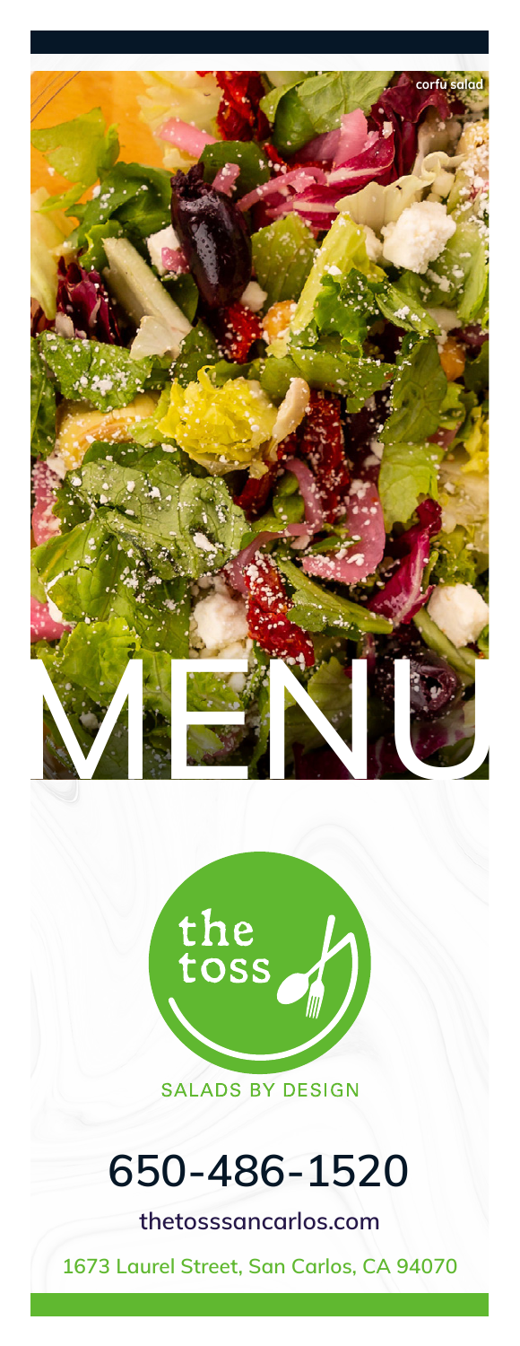corfu salad

# MENU

the toss

SALADS BY DESIGN

## 650-486-1520

**thetosssancarlos.com**

**1673 Laurel Street, San Carlos, CA 94070**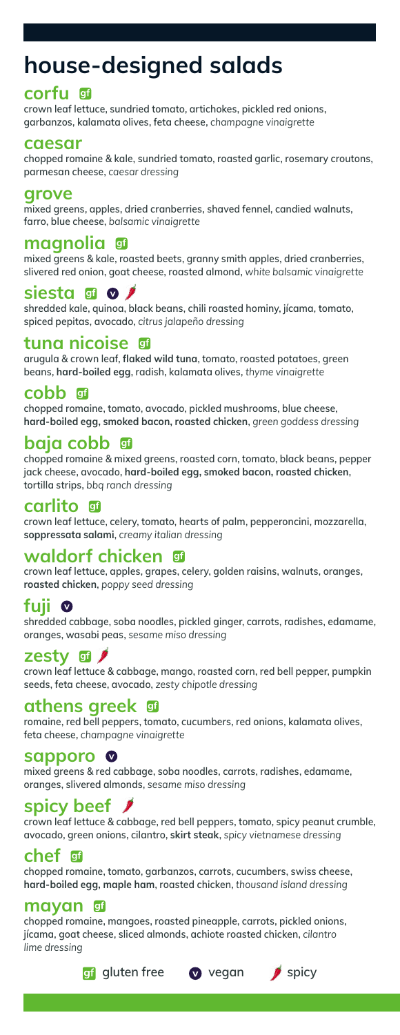# house-designed salads

## corfu gf

crown leaf lettuce, sundried tomato, artichokes, pickled red onions, garbanzos, kalamata olives, feta cheese, *champagne vinaigrette*

## caesar

chopped romaine & kale, sundried tomato, roasted garlic, rosemary croutons, parmesan cheese, *caesar dressing*

## grove

mixed greens, apples, dried cranberries, shaved fennel, candied walnuts, farro, blue cheese, *balsamic vinaigrette*

## magnolia gf

mixed greens & kale, roasted beets, granny smith apples, dried cranberries, slivered red onion, goat cheese, roasted almond, *white balsamic vinaigrette*

## siesta gf v spicy

shredded kale, quinoa, black beans, chili roasted hominy, jícama, tomato, spiced pepitas, avocado, *citrus jalapeño dressing*

## tuna nicoise gf

arugula & crown leaf, **flaked wild tuna**, tomato, roasted potatoes, green beans, **hard-boiled egg**, radish, kalamata olives, *thyme vinaigrette*

## cobb gf

chopped romaine, tomato, avocado, pickled mushrooms, blue cheese, **hard-boiled egg, smoked bacon, roasted chicken**, *green goddess dressing*

## baja cobb gf

chopped romaine & mixed greens, roasted corn, tomato, black beans, pepper jack cheese, avocado, **hard-boiled egg, smoked bacon, roasted chicken**, tortilla strips, *bbq ranch dressing*

## carlito gf

crown leaf lettuce, celery, tomato, hearts of palm, pepperoncini, mozzarella, **soppressata salami**, *creamy italian dressing*

## waldorf chicken gf

crown leaf lettuce, apples, grapes, celery, golden raisins, walnuts, oranges, **roasted chicken**, *poppy seed dressing*

## fuji v

shredded cabbage, soba noodles, pickled ginger, carrots, radishes, edamame, oranges, wasabi peas, *sesame miso dressing*

## zesty gf spicy

crown leaf lettuce & cabbage, mango, roasted corn, red bell pepper, pumpkin seeds, feta cheese, avocado, *zesty chipotle dressing*

## athens greek gf

romaine, red bell peppers, tomato, cucumbers, red onions, kalamata olives, feta cheese, *champagne vinaigrette*

## sapporo v

mixed greens & red cabbage, soba noodles, carrots, radishes, edamame, oranges, slivered almonds, *sesame miso dressing*

## spicy beef spicy

crown leaf lettuce & cabbage, red bell peppers, tomato, spicy peanut crumble, avocado, green onions, cilantro, **skirt steak**, *spicy vietnamese dressing*

## chef gf

chopped romaine, tomato, garbanzos, carrots, cucumbers, swiss cheese, **hard-boiled egg, maple ham**, roasted chicken, *thousand island dressing*

## mayan gf

chopped romaine, mangoes, roasted pineapple, carrots, pickled onions, jícama, goat cheese, sliced almonds, achiote roasted chicken, *cilantro lime dressing*

gf gluten free | v vegan | spicy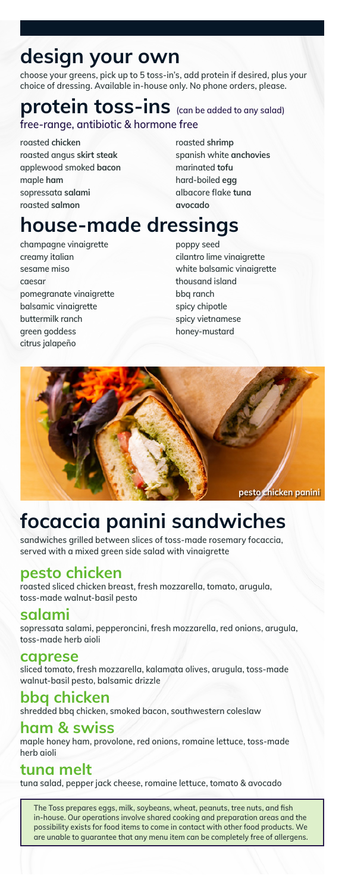## design your own

choose your greens, pick up to 5 toss-in's, add protein if desired, plus your choice of dressing. Available in-house only. No phone orders, please.

## protein toss-ins (can be added to any salad)

free-range, antibiotic & hormone free

- roasted **chicken**
- roasted angus **skirt steak**
- applewood smoked **bacon**
- maple **ham**
- sopressata **salami**
- roasted **salmon**
- roasted **shrimp**
- spanish white **anchovies**
- marinated **tofu**
- hard-boiled **egg**
- albacore flake **tuna**
- **avocado**

## house-made dressings

- champagne vinaigrette
- creamy italian
- sesame miso
- caesar
- pomegranate vinaigrette
- balsamic vinaigrette
- buttermilk ranch
- green goddess
- citrus jalapeño
- poppy seed
- cilantro lime vinaigrette
- white balsamic vinaigrette
- thousand island
- bbq ranch
- spicy chipotle
- spicy vietnamese
- honey-mustard

pesto chicken panini

## focaccia panini sandwiches

sandwiches grilled between slices of toss-made rosemary focaccia, served with a mixed green side salad with vinaigrette

### pesto chicken

roasted sliced chicken breast, fresh mozzarella, tomato, arugula, toss-made walnut-basil pesto

### salami

sopressata salami, pepperoncini, fresh mozzarella, red onions, arugula, toss-made herb aioli

### caprese

sliced tomato, fresh mozzarella, kalamata olives, arugula, toss-made walnut-basil pesto, balsamic drizzle

### bbq chicken

shredded bbq chicken, smoked bacon, southwestern coleslaw

### ham & swiss

maple honey ham, provolone, red onions, romaine lettuce, toss-made herb aioli

### tuna melt

tuna salad, pepper jack cheese, romaine lettuce, tomato & avocado

The Toss prepares eggs, milk, soybeans, wheat, peanuts, tree nuts, and fish in-house. Our operations involve shared cooking and preparation areas and the possibility exists for food items to come in contact with other food products. We are unable to guarantee that any menu item can be completely free of allergens.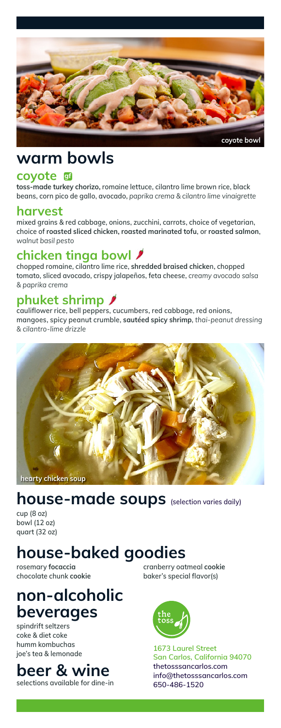coyote bowl

# warm bowls

## coyote gf

**toss-made turkey chorizo,** romaine lettuce, cilantro lime brown rice, black beans, corn pico de gallo, avocado, *paprika crema & cilantro lime vinaigrette*

## harvest

mixed grains & red cabbage, onions, zucchini, carrots, choice of vegetarian, choice of **roasted sliced chicken, roasted marinated tofu,** or **roasted salmon**, *walnut basil pesto*

## chicken tinga bowl

chopped romaine, cilantro lime rice, **shredded braised chicke**n, chopped tomato, sliced avocado, crispy jalapeños, feta cheese, *creamy avocado salsa & paprika crema*

## phuket shrimp

cauliflower rice, bell peppers, cucumbers, red cabbage, red onions, mangoes, spicy peanut crumble, **sautéed spicy shrimp**, *thai-peanut dressing & cilantro-lime drizzle*

hearty chicken soup

# house-made soups (selection varies daily)

cup (8 oz)
bowl (12 oz)
quart (32 oz)

# house-baked goodies

rosemary **focaccia**
chocolate chunk **cookie**
cranberry oatmeal **cookie**
baker's special flavor(s)

# non-alcoholic beverages

spindrift seltzers
coke & diet coke
humm kombuchas
joe's tea & lemonade

# beer & wine

selections available for dine-in

the toss

1673 Laurel Street
San Carlos, California 94070
thetosssancarlos.com
info@thetosssancarlos.com
650-486-1520